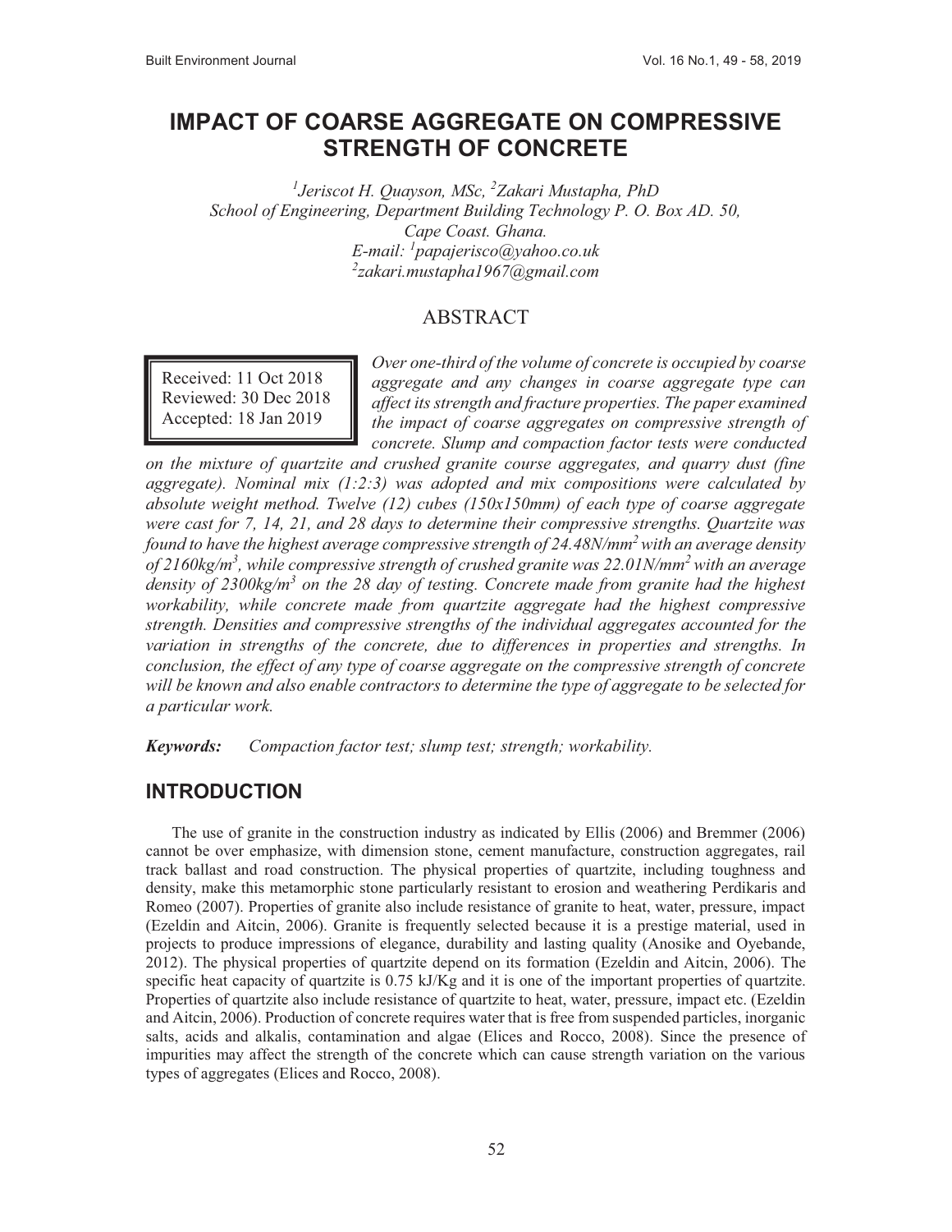# IMPACT OF COARSE AGGREGATE ON COMPRESSIVE STRENGTH OF CONCRETE

*[1]Jeriscot H. Quayson, MSc, [2]Zakari Mustapha, PhD*
*School of Engineering, Department Building Technology P. O. Box AD. 50, Cape Coast. Ghana.*
*E-mail: [1]papajerisco@yahoo.co.uk*
*[2]zakari.mustapha1967@gmail.com*

## ABSTRACT

Received: 11 Oct 2018
Reviewed: 30 Dec 2018
Accepted: 18 Jan 2019

*Over one-third of the volume of concrete is occupied by coarse aggregate and any changes in coarse aggregate type can affect its strength and fracture properties. The paper examined the impact of coarse aggregates on compressive strength of concrete. Slump and compaction factor tests were conducted on the mixture of quartzite and crushed granite course aggregates, and quarry dust (fine aggregate). Nominal mix (1:2:3) was adopted and mix compositions were calculated by absolute weight method. Twelve (12) cubes (150x150mm) of each type of coarse aggregate were cast for 7, 14, 21, and 28 days to determine their compressive strengths. Quartzite was found to have the highest average compressive strength of 24.48N/mm$^2$ with an average density of 2160kg/m$^3$, while compressive strength of crushed granite was 22.01N/mm$^2$ with an average density of 2300kg/m$^3$ on the 28 day of testing. Concrete made from granite had the highest workability, while concrete made from quartzite aggregate had the highest compressive strength. Densities and compressive strengths of the individual aggregates accounted for the variation in strengths of the concrete, due to differences in properties and strengths. In conclusion, the effect of any type of coarse aggregate on the compressive strength of concrete will be known and also enable contractors to determine the type of aggregate to be selected for a particular work.*

***Keywords:*** *Compaction factor test; slump test; strength; workability.*

## INTRODUCTION

The use of granite in the construction industry as indicated by Ellis (2006) and Bremmer (2006) cannot be over emphasize, with dimension stone, cement manufacture, construction aggregates, rail track ballast and road construction. The physical properties of quartzite, including toughness and density, make this metamorphic stone particularly resistant to erosion and weathering Perdikaris and Romeo (2007). Properties of granite also include resistance of granite to heat, water, pressure, impact (Ezeldin and Aitcin, 2006). Granite is frequently selected because it is a prestige material, used in projects to produce impressions of elegance, durability and lasting quality (Anosike and Oyebande, 2012). The physical properties of quartzite depend on its formation (Ezeldin and Aitcin, 2006). The specific heat capacity of quartzite is 0.75 kJ/Kg and it is one of the important properties of quartzite. Properties of quartzite also include resistance of quartzite to heat, water, pressure, impact etc. (Ezeldin and Aitcin, 2006). Production of concrete requires water that is free from suspended particles, inorganic salts, acids and alkalis, contamination and algae (Elices and Rocco, 2008). Since the presence of impurities may affect the strength of the concrete which can cause strength variation on the various types of aggregates (Elices and Rocco, 2008).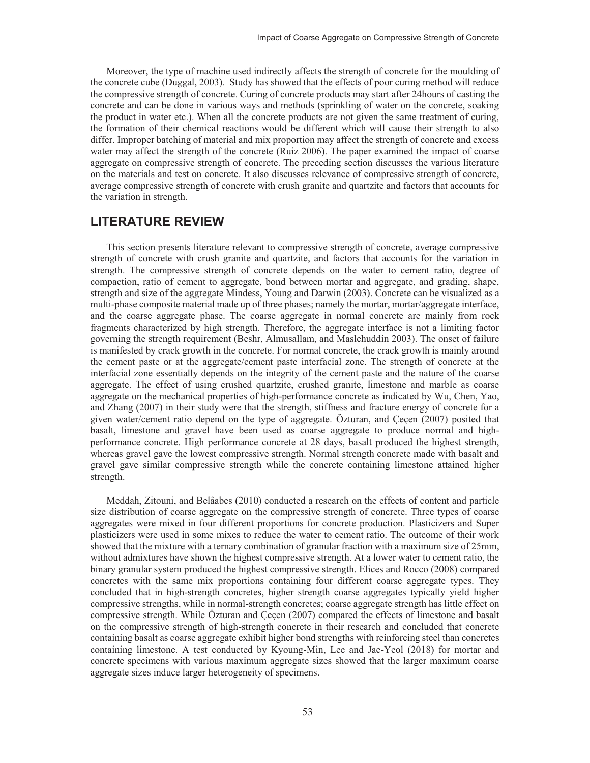Moreover, the type of machine used indirectly affects the strength of concrete for the moulding of the concrete cube (Duggal, 2003). Study has showed that the effects of poor curing method will reduce the compressive strength of concrete. Curing of concrete products may start after 24hours of casting the concrete and can be done in various ways and methods (sprinkling of water on the concrete, soaking the product in water etc.). When all the concrete products are not given the same treatment of curing, the formation of their chemical reactions would be different which will cause their strength to also differ. Improper batching of material and mix proportion may affect the strength of concrete and excess water may affect the strength of the concrete (Ruiz 2006). The paper examined the impact of coarse aggregate on compressive strength of concrete. The preceding section discusses the various literature on the materials and test on concrete. It also discusses relevance of compressive strength of concrete, average compressive strength of concrete with crush granite and quartzite and factors that accounts for the variation in strength.

## LITERATURE REVIEW

This section presents literature relevant to compressive strength of concrete, average compressive strength of concrete with crush granite and quartzite, and factors that accounts for the variation in strength. The compressive strength of concrete depends on the water to cement ratio, degree of compaction, ratio of cement to aggregate, bond between mortar and aggregate, and grading, shape, strength and size of the aggregate Mindess, Young and Darwin (2003). Concrete can be visualized as a multi-phase composite material made up of three phases; namely the mortar, mortar/aggregate interface, and the coarse aggregate phase. The coarse aggregate in normal concrete are mainly from rock fragments characterized by high strength. Therefore, the aggregate interface is not a limiting factor governing the strength requirement (Beshr, Almusallam, and Maslehuddin 2003). The onset of failure is manifested by crack growth in the concrete. For normal concrete, the crack growth is mainly around the cement paste or at the aggregate/cement paste interfacial zone. The strength of concrete at the interfacial zone essentially depends on the integrity of the cement paste and the nature of the coarse aggregate. The effect of using crushed quartzite, crushed granite, limestone and marble as coarse aggregate on the mechanical properties of high-performance concrete as indicated by Wu, Chen, Yao, and Zhang (2007) in their study were that the strength, stiffness and fracture energy of concrete for a given water/cement ratio depend on the type of aggregate. Özturan, and Çeçen (2007) posited that basalt, limestone and gravel have been used as coarse aggregate to produce normal and high-performance concrete. High performance concrete at 28 days, basalt produced the highest strength, whereas gravel gave the lowest compressive strength. Normal strength concrete made with basalt and gravel gave similar compressive strength while the concrete containing limestone attained higher strength.

Meddah, Zitouni, and Belâabes (2010) conducted a research on the effects of content and particle size distribution of coarse aggregate on the compressive strength of concrete. Three types of coarse aggregates were mixed in four different proportions for concrete production. Plasticizers and Super plasticizers were used in some mixes to reduce the water to cement ratio. The outcome of their work showed that the mixture with a ternary combination of granular fraction with a maximum size of 25mm, without admixtures have shown the highest compressive strength. At a lower water to cement ratio, the binary granular system produced the highest compressive strength. Elices and Rocco (2008) compared concretes with the same mix proportions containing four different coarse aggregate types. They concluded that in high-strength concretes, higher strength coarse aggregates typically yield higher compressive strengths, while in normal-strength concretes; coarse aggregate strength has little effect on compressive strength. While Özturan and Çeçen (2007) compared the effects of limestone and basalt on the compressive strength of high-strength concrete in their research and concluded that concrete containing basalt as coarse aggregate exhibit higher bond strengths with reinforcing steel than concretes containing limestone. A test conducted by Kyoung-Min, Lee and Jae-Yeol (2018) for mortar and concrete specimens with various maximum aggregate sizes showed that the larger maximum coarse aggregate sizes induce larger heterogeneity of specimens.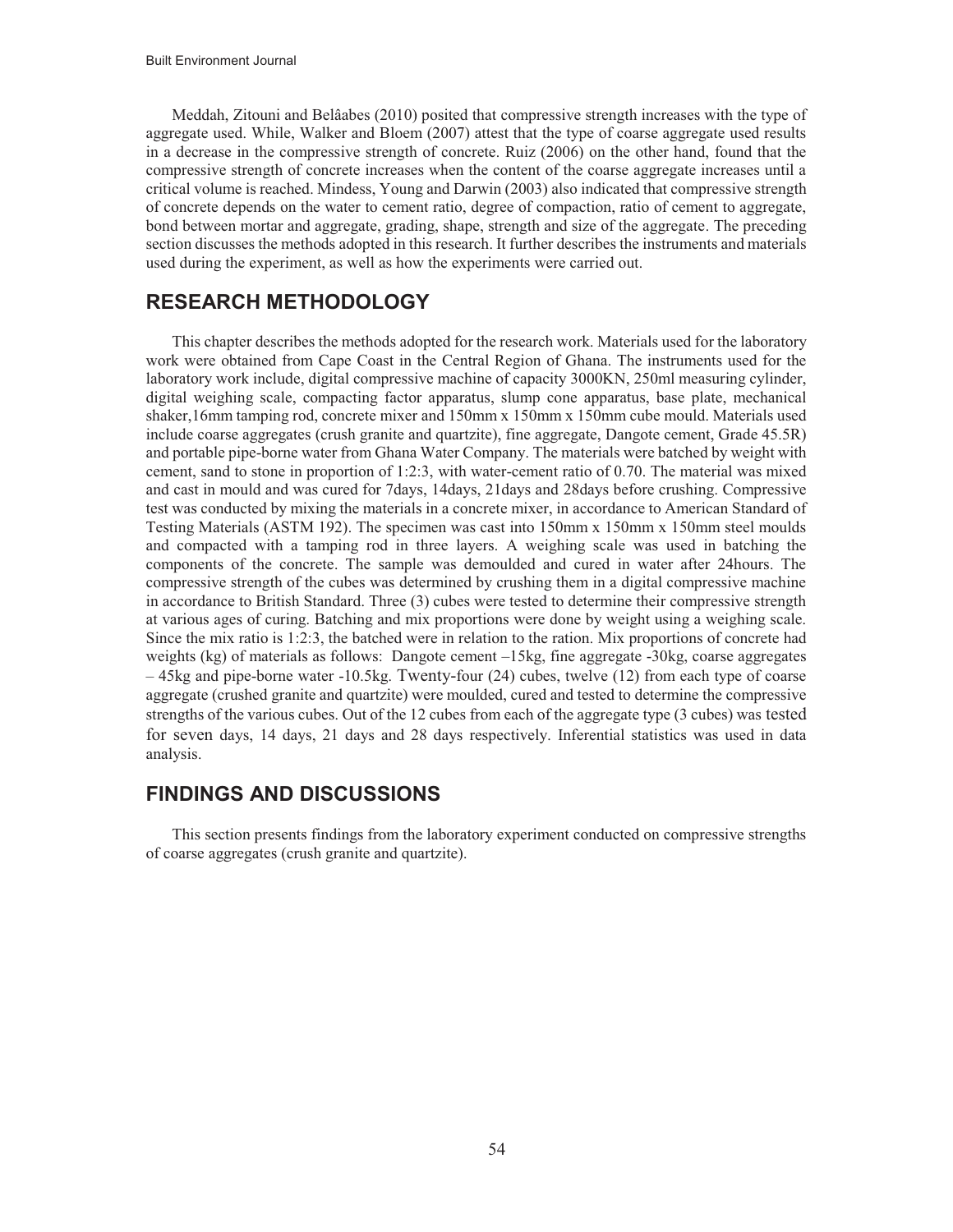Meddah, Zitouni and Belâabes (2010) posited that compressive strength increases with the type of aggregate used. While, Walker and Bloem (2007) attest that the type of coarse aggregate used results in a decrease in the compressive strength of concrete. Ruiz (2006) on the other hand, found that the compressive strength of concrete increases when the content of the coarse aggregate increases until a critical volume is reached. Mindess, Young and Darwin (2003) also indicated that compressive strength of concrete depends on the water to cement ratio, degree of compaction, ratio of cement to aggregate, bond between mortar and aggregate, grading, shape, strength and size of the aggregate. The preceding section discusses the methods adopted in this research. It further describes the instruments and materials used during the experiment, as well as how the experiments were carried out.

## RESEARCH METHODOLOGY

This chapter describes the methods adopted for the research work. Materials used for the laboratory work were obtained from Cape Coast in the Central Region of Ghana. The instruments used for the laboratory work include, digital compressive machine of capacity 3000KN, 250ml measuring cylinder, digital weighing scale, compacting factor apparatus, slump cone apparatus, base plate, mechanical shaker,16mm tamping rod, concrete mixer and 150mm x 150mm x 150mm cube mould. Materials used include coarse aggregates (crush granite and quartzite), fine aggregate, Dangote cement, Grade 45.5R) and portable pipe-borne water from Ghana Water Company. The materials were batched by weight with cement, sand to stone in proportion of 1:2:3, with water-cement ratio of 0.70. The material was mixed and cast in mould and was cured for 7days, 14days, 21days and 28days before crushing. Compressive test was conducted by mixing the materials in a concrete mixer, in accordance to American Standard of Testing Materials (ASTM 192). The specimen was cast into 150mm x 150mm x 150mm steel moulds and compacted with a tamping rod in three layers. A weighing scale was used in batching the components of the concrete. The sample was demoulded and cured in water after 24hours. The compressive strength of the cubes was determined by crushing them in a digital compressive machine in accordance to British Standard. Three (3) cubes were tested to determine their compressive strength at various ages of curing. Batching and mix proportions were done by weight using a weighing scale. Since the mix ratio is 1:2:3, the batched were in relation to the ration. Mix proportions of concrete had weights (kg) of materials as follows: Dangote cement –15kg, fine aggregate -30kg, coarse aggregates – 45kg and pipe-borne water -10.5kg. Twenty-four (24) cubes, twelve (12) from each type of coarse aggregate (crushed granite and quartzite) were moulded, cured and tested to determine the compressive strengths of the various cubes. Out of the 12 cubes from each of the aggregate type (3 cubes) was tested for seven days, 14 days, 21 days and 28 days respectively. Inferential statistics was used in data analysis.

## FINDINGS AND DISCUSSIONS

This section presents findings from the laboratory experiment conducted on compressive strengths of coarse aggregates (crush granite and quartzite).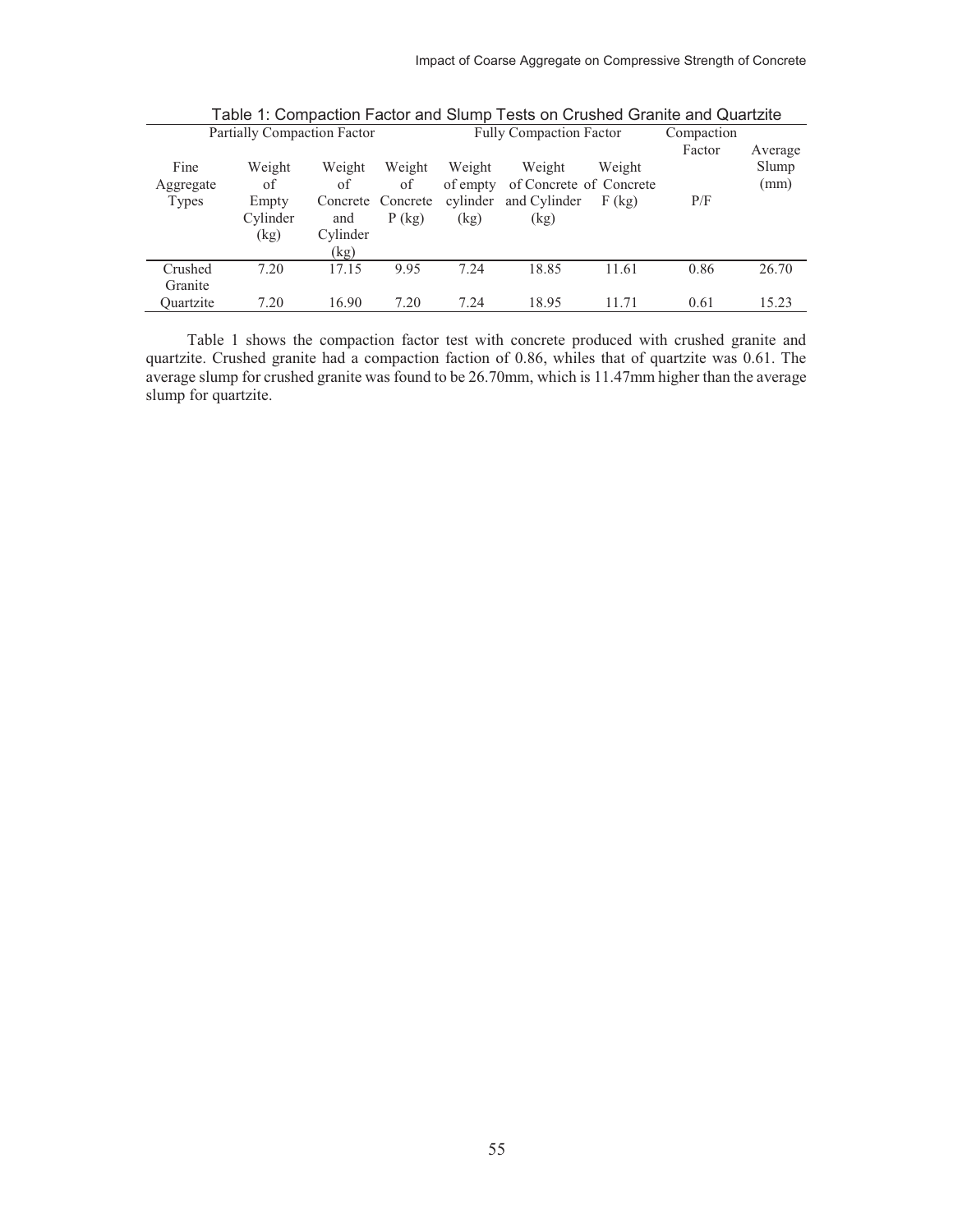Table 1: Compaction Factor and Slump Tests on Crushed Granite and Quartzite

| Fine Aggregate Types | Partially Compaction Factor | | | Fully Compaction Factor | | | Compaction Factor | Average Slump (mm) |
|---|---|---|---|---|---|---|---|---|
| | Weight of Empty Cylinder (kg) | Weight of Concrete and Cylinder (kg) | Weight of Concrete P (kg) | Weight of empty cylinder (kg) | Weight of Concrete and Cylinder (kg) | Weight of Concrete F (kg) | P/F | |
| Crushed Granite | 7.20 | 17.15 | 9.95 | 7.24 | 18.85 | 11.61 | 0.86 | 26.70 |
| Quartzite | 7.20 | 16.90 | 7.20 | 7.24 | 18.95 | 11.71 | 0.61 | 15.23 |

Table 1 shows the compaction factor test with concrete produced with crushed granite and quartzite. Crushed granite had a compaction faction of 0.86, whiles that of quartzite was 0.61. The average slump for crushed granite was found to be 26.70mm, which is 11.47mm higher than the average slump for quartzite.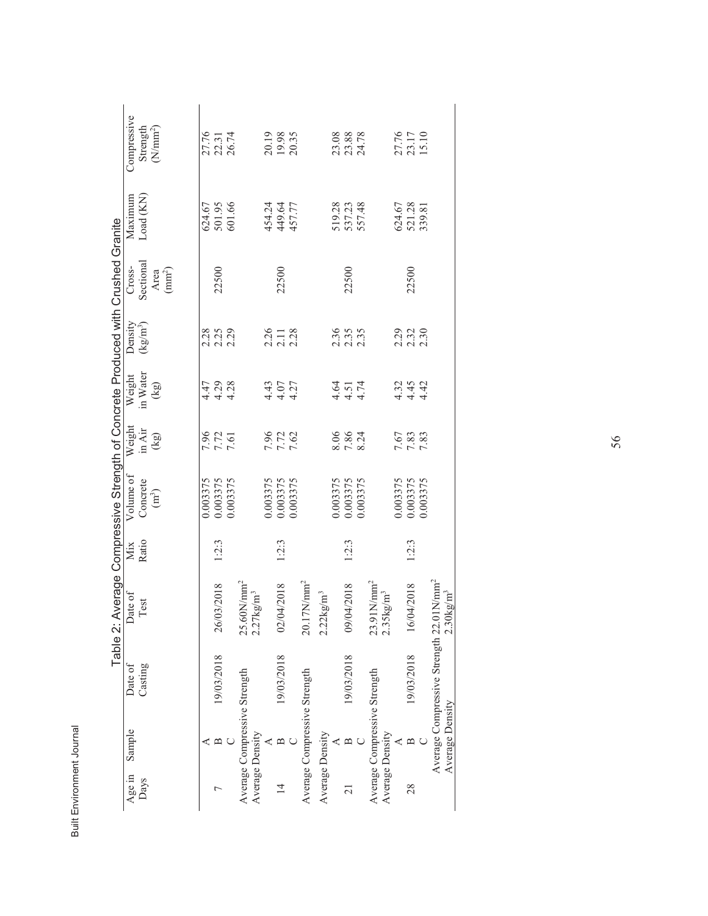Table 2: Average Compressive Strength of Concrete Produced with Crushed Granite

| Age in Days | Sample | Date of Casting | Date of Test | Mix Ratio | Volume of Concrete ($m^3$) | Weight in Air (kg) | Weight in Water (kg) | Density ($kg/m^3$) | Cross-Sectional Area ($mm^2$) | Maximum Load (KN) | Compressive Strength ($N/mm^2$) |
|---|---|---|---|---|---|---|---|---|---|---|---|
| | A | | | | 0.003375 | 7.96 | 4.47 | 2.28 | | 624.67 | 27.76 |
| 7 | B | 19/03/2018 | 26/03/2018 | 1:2:3 | 0.003375 | 7.72 | 4.29 | 2.25 | 22500 | 501.95 | 22.31 |
| | C | | | | 0.003375 | 7.61 | 4.28 | 2.29 | | 601.66 | 26.74 |
| Average Compressive Strength | | | $25.60N/mm^2$ | | | | | | | | |
| Average Density | | | $2.27kg/m^3$ | | | | | | | | |
| | A | | | | 0.003375 | 7.96 | 4.43 | 2.26 | | 454.24 | 20.19 |
| 14 | B | 19/03/2018 | 02/04/2018 | 1:2:3 | 0.003375 | 7.72 | 4.07 | 2.11 | 22500 | 449.64 | 19.98 |
| | C | | | | 0.003375 | 7.62 | 4.27 | 2.28 | | 457.77 | 20.35 |
| Average Compressive Strength | | | $20.17N/mm^2$ | | | | | | | | |
| Average Density | | | $2.22kg/m^3$ | | | | | | | | |
| | A | | | | 0.003375 | 8.06 | 4.64 | 2.36 | | 519.28 | 23.08 |
| 21 | B | 19/03/2018 | 09/04/2018 | 1:2:3 | 0.003375 | 7.86 | 4.51 | 2.35 | 22500 | 537.23 | 23.88 |
| | C | | | | 0.003375 | 8.24 | 4.74 | 2.35 | | 557.48 | 24.78 |
| Average Compressive Strength | | | $23.91N/mm^2$ | | | | | | | | |
| Average Density | | | $2.35kg/m^3$ | | | | | | | | |
| | A | | | | 0.003375 | 7.67 | 4.32 | 2.29 | | 624.67 | 27.76 |
| 28 | B | 19/03/2018 | 16/04/2018 | 1:2:3 | 0.003375 | 7.83 | 4.45 | 2.32 | 22500 | 521.28 | 23.17 |
| | C | | | | 0.003375 | 7.83 | 4.42 | 2.30 | | 339.81 | 15.10 |
| Average Compressive Strength | | | $22.01N/mm^2$ | | | | | | | | |
| Average Density | | | $2.30kg/m^3$ | | | | | | | | |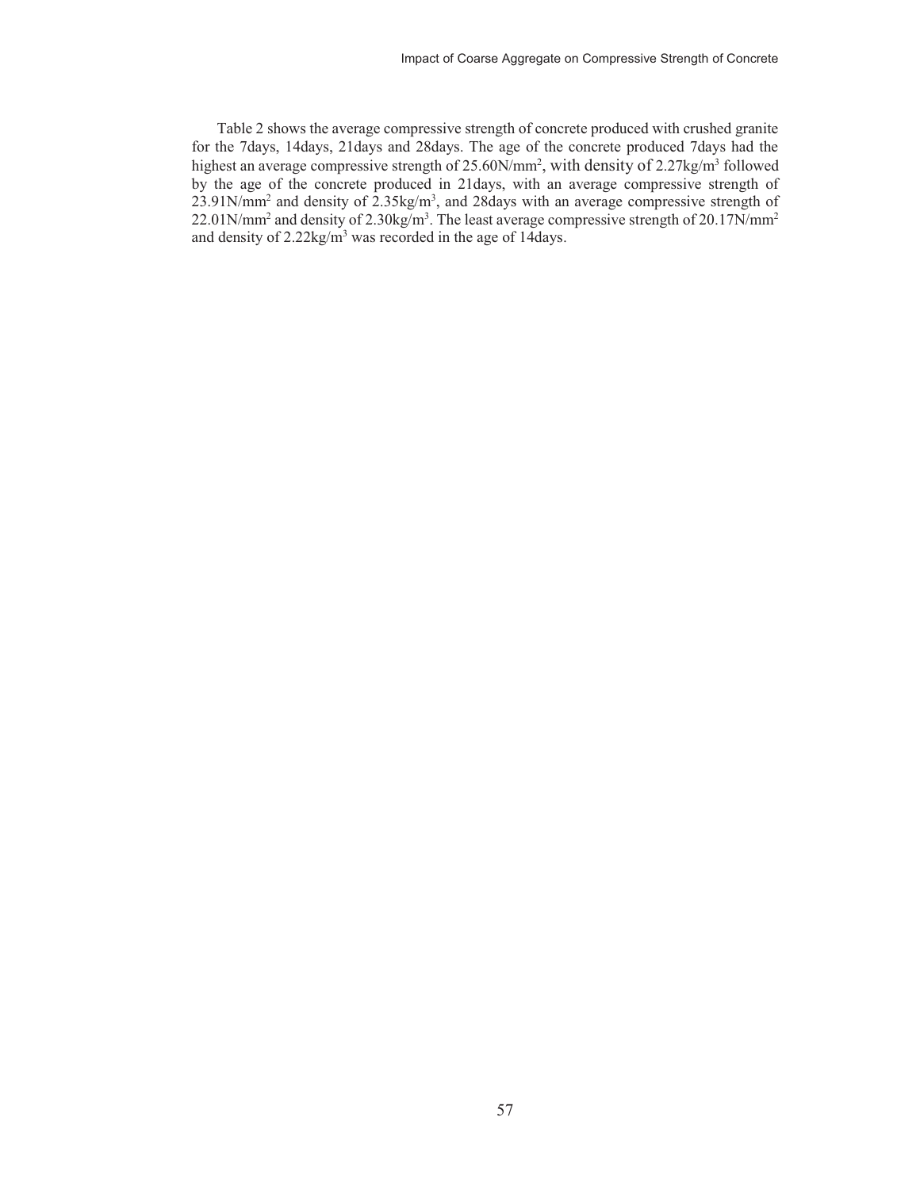Table 2 shows the average compressive strength of concrete produced with crushed granite for the 7days, 14days, 21days and 28days. The age of the concrete produced 7days had the highest an average compressive strength of 25.60N/mm$^2$, with density of 2.27kg/m$^3$ followed by the age of the concrete produced in 21days, with an average compressive strength of 23.91N/mm$^2$ and density of 2.35kg/m$^3$, and 28days with an average compressive strength of 22.01N/mm$^2$ and density of 2.30kg/m$^3$. The least average compressive strength of 20.17N/mm$^2$ and density of 2.22kg/m$^3$ was recorded in the age of 14days.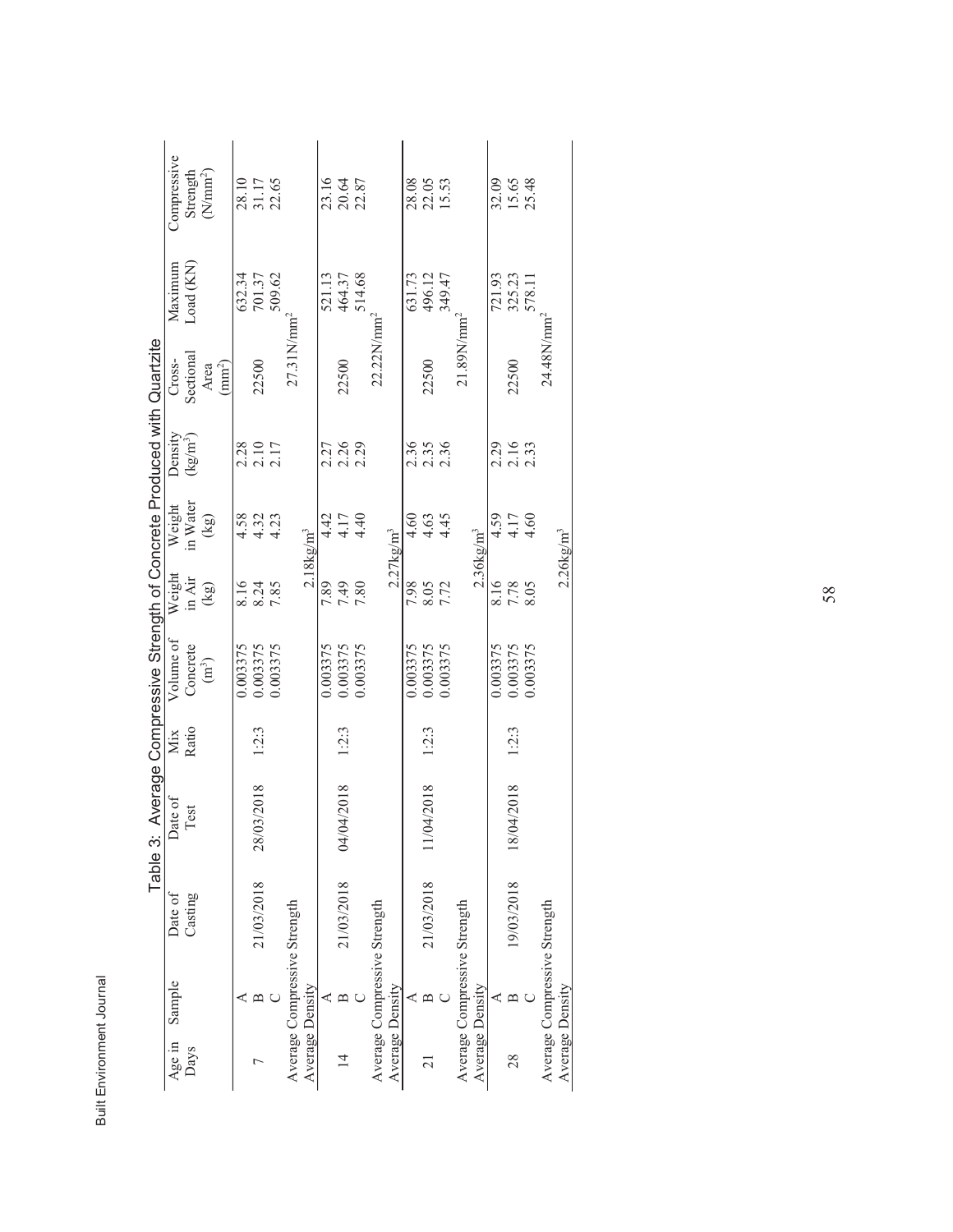**Table 3: Average Compressive Strength of Concrete Produced with Quartzite**

| Age in Days | Sample | Date of Casting | Date of Test | Mix Ratio | Volume of Concrete ($m^3$) | Weight in Air (kg) | Weight in Water (kg) | Density ($kg/m^3$) | Cross-Sectional Area ($mm^2$) | Maximum Load (KN) | Compressive Strength ($N/mm^2$) |
|---|---|---|---|---|---|---|---|---|---|---|---|
| 7 | A | 21/03/2018 | 28/03/2018 | 1:2:3 | 0.003375 | 8.16 | 4.58 | 2.28 | 22500 | 632.34 | 28.10 |
| | B | | | | 0.003375 | 8.24 | 4.32 | 2.10 | | 701.37 | 31.17 |
| | C | | | | 0.003375 | 7.85 | 4.23 | 2.17 | | 509.62 | 22.65 |
| Average Compressive Strength | | | | | | | | | 27.31N/mm$^2$ | | |
| Average Density | | | | | | 2.18kg/m$^3$ | | | | | |
| 14 | A | 21/03/2018 | 04/04/2018 | 1:2:3 | 0.003375 | 7.89 | 4.42 | 2.27 | 22500 | 521.13 | 23.16 |
| | B | | | | 0.003375 | 7.49 | 4.17 | 2.26 | | 464.37 | 20.64 |
| | C | | | | 0.003375 | 7.80 | 4.40 | 2.29 | | 514.68 | 22.87 |
| Average Compressive Strength | | | | | | | | | 22.22N/mm$^2$ | | |
| Average Density | | | | | | 2.27kg/m$^3$ | | | | | |
| 21 | A | 21/03/2018 | 11/04/2018 | 1:2:3 | 0.003375 | 7.98 | 4.60 | 2.36 | 22500 | 631.73 | 28.08 |
| | B | | | | 0.003375 | 8.05 | 4.63 | 2.35 | | 496.12 | 22.05 |
| | C | | | | 0.003375 | 7.72 | 4.45 | 2.36 | | 349.47 | 15.53 |
| Average Compressive Strength | | | | | | | | | 21.89N/mm$^2$ | | |
| Average Density | | | | | | 2.36kg/m$^3$ | | | | | |
| 28 | A | 19/03/2018 | 18/04/2018 | 1:2:3 | 0.003375 | 8.16 | 4.59 | 2.29 | 22500 | 721.93 | 32.09 |
| | B | | | | 0.003375 | 7.78 | 4.17 | 2.16 | | 325.23 | 15.65 |
| | C | | | | 0.003375 | 8.05 | 4.60 | 2.33 | | 578.11 | 25.48 |
| Average Compressive Strength | | | | | | | | | 24.48N/mm$^2$ | | |
| Average Density | | | | | | 2.26kg/m$^3$ | | | | | |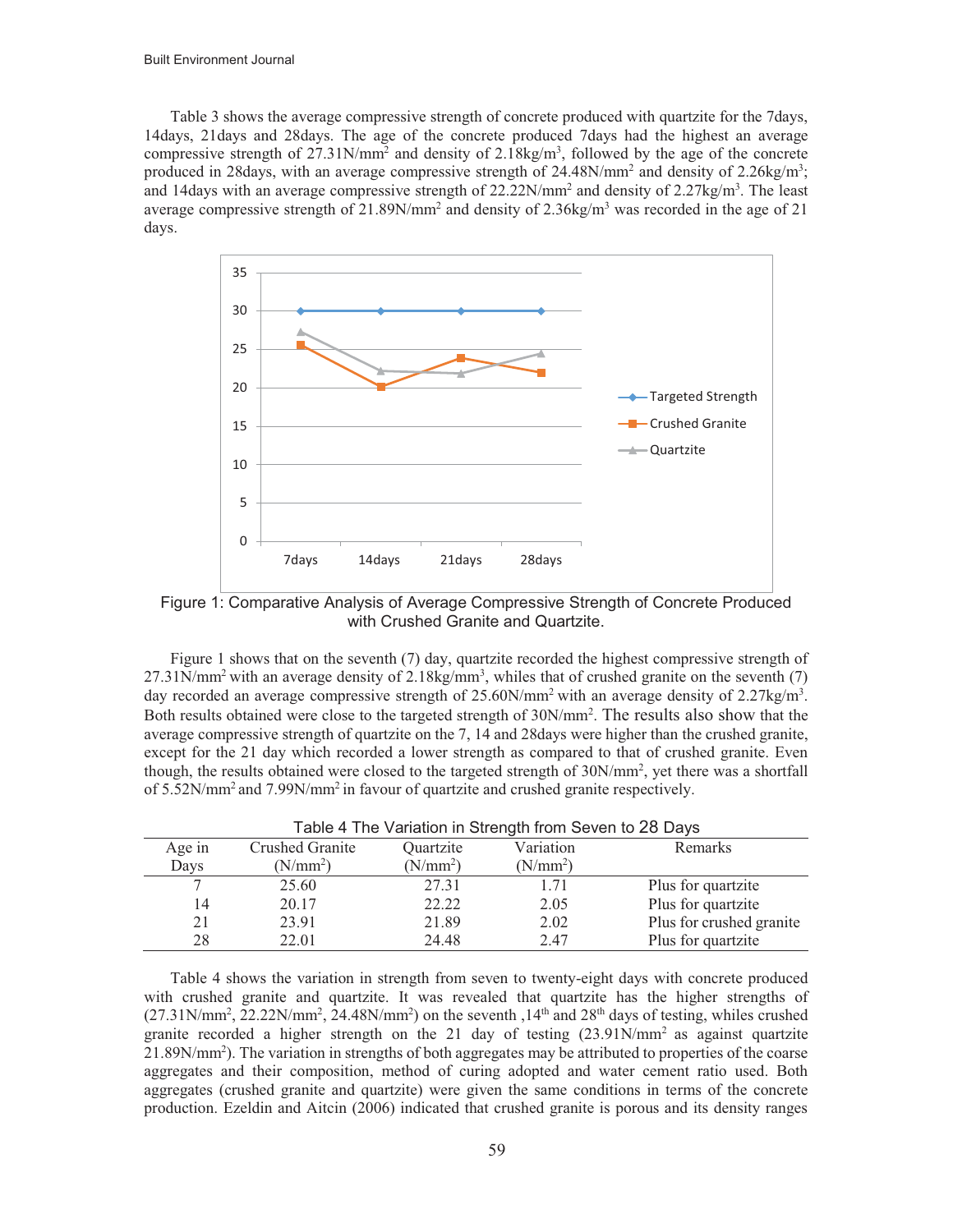Table 3 shows the average compressive strength of concrete produced with quartzite for the 7days, 14days, 21days and 28days. The age of the concrete produced 7days had the highest an average compressive strength of 27.31N/mm$^2$ and density of 2.18kg/m$^3$, followed by the age of the concrete produced in 28days, with an average compressive strength of 24.48N/mm$^2$ and density of 2.26kg/m$^3$; and 14days with an average compressive strength of 22.22N/mm$^2$ and density of 2.27kg/m$^3$. The least average compressive strength of 21.89N/mm$^2$ and density of 2.36kg/m$^3$ was recorded in the age of 21 days.

Figure 1: Comparative Analysis of Average Compressive Strength of Concrete Produced with Crushed Granite and Quartzite.

Figure 1 shows that on the seventh (7) day, quartzite recorded the highest compressive strength of 27.31N/mm$^2$ with an average density of 2.18kg/mm$^3$, whiles that of crushed granite on the seventh (7) day recorded an average compressive strength of 25.60N/mm$^2$ with an average density of 2.27kg/m$^3$. Both results obtained were close to the targeted strength of 30N/mm$^2$. The results also show that the average compressive strength of quartzite on the 7, 14 and 28days were higher than the crushed granite, except for the 21 day which recorded a lower strength as compared to that of crushed granite. Even though, the results obtained were closed to the targeted strength of 30N/mm$^2$, yet there was a shortfall of 5.52N/mm$^2$ and 7.99N/mm$^2$ in favour of quartzite and crushed granite respectively.

Table 4 The Variation in Strength from Seven to 28 Days

| Age in Days | Crushed Granite (N/mm$^2$) | Quartzite (N/mm$^2$) | Variation (N/mm$^2$) | Remarks |
|---|---|---|---|---|
| 7 | 25.60 | 27.31 | 1.71 | Plus for quartzite |
| 14 | 20.17 | 22.22 | 2.05 | Plus for quartzite |
| 21 | 23.91 | 21.89 | 2.02 | Plus for crushed granite |
| 28 | 22.01 | 24.48 | 2.47 | Plus for quartzite |

Table 4 shows the variation in strength from seven to twenty-eight days with concrete produced with crushed granite and quartzite. It was revealed that quartzite has the higher strengths of (27.31N/mm$^2$, 22.22N/mm$^2$, 24.48N/mm$^2$) on the seventh ,14$^{th}$ and 28$^{th}$ days of testing, whiles crushed granite recorded a higher strength on the 21 day of testing (23.91N/mm$^2$ as against quartzite 21.89N/mm$^2$). The variation in strengths of both aggregates may be attributed to properties of the coarse aggregates and their composition, method of curing adopted and water cement ratio used. Both aggregates (crushed granite and quartzite) were given the same conditions in terms of the concrete production. Ezeldin and Aitcin (2006) indicated that crushed granite is porous and its density ranges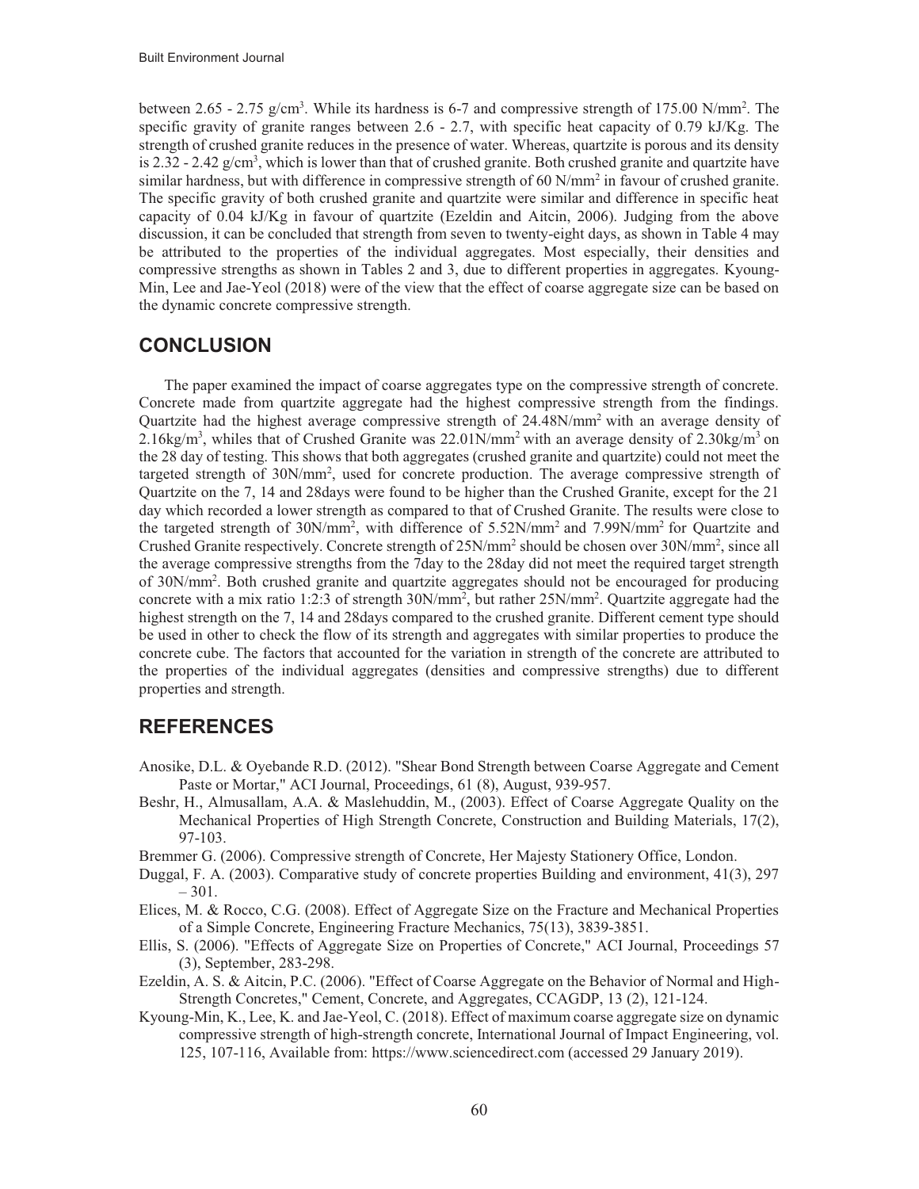between 2.65 - 2.75 g/cm$^3$. While its hardness is 6-7 and compressive strength of 175.00 N/mm$^2$. The specific gravity of granite ranges between 2.6 - 2.7, with specific heat capacity of 0.79 kJ/Kg. The strength of crushed granite reduces in the presence of water. Whereas, quartzite is porous and its density is 2.32 - 2.42 g/cm$^3$, which is lower than that of crushed granite. Both crushed granite and quartzite have similar hardness, but with difference in compressive strength of 60 N/mm$^2$ in favour of crushed granite. The specific gravity of both crushed granite and quartzite were similar and difference in specific heat capacity of 0.04 kJ/Kg in favour of quartzite (Ezeldin and Aitcin, 2006). Judging from the above discussion, it can be concluded that strength from seven to twenty-eight days, as shown in Table 4 may be attributed to the properties of the individual aggregates. Most especially, their densities and compressive strengths as shown in Tables 2 and 3, due to different properties in aggregates. Kyoung-Min, Lee and Jae-Yeol (2018) were of the view that the effect of coarse aggregate size can be based on the dynamic concrete compressive strength.

## CONCLUSION

The paper examined the impact of coarse aggregates type on the compressive strength of concrete. Concrete made from quartzite aggregate had the highest compressive strength from the findings. Quartzite had the highest average compressive strength of 24.48N/mm$^2$ with an average density of 2.16kg/m$^3$, whiles that of Crushed Granite was 22.01N/mm$^2$ with an average density of 2.30kg/m$^3$ on the 28 day of testing. This shows that both aggregates (crushed granite and quartzite) could not meet the targeted strength of 30N/mm$^2$, used for concrete production. The average compressive strength of Quartzite on the 7, 14 and 28days were found to be higher than the Crushed Granite, except for the 21 day which recorded a lower strength as compared to that of Crushed Granite. The results were close to the targeted strength of 30N/mm$^2$, with difference of 5.52N/mm$^2$ and 7.99N/mm$^2$ for Quartzite and Crushed Granite respectively. Concrete strength of 25N/mm$^2$ should be chosen over 30N/mm$^2$, since all the average compressive strengths from the 7day to the 28day did not meet the required target strength of 30N/mm$^2$. Both crushed granite and quartzite aggregates should not be encouraged for producing concrete with a mix ratio 1:2:3 of strength 30N/mm$^2$, but rather 25N/mm$^2$. Quartzite aggregate had the highest strength on the 7, 14 and 28days compared to the crushed granite. Different cement type should be used in other to check the flow of its strength and aggregates with similar properties to produce the concrete cube. The factors that accounted for the variation in strength of the concrete are attributed to the properties of the individual aggregates (densities and compressive strengths) due to different properties and strength.

## REFERENCES

Anosike, D.L. & Oyebande R.D. (2012). "Shear Bond Strength between Coarse Aggregate and Cement Paste or Mortar," ACI Journal, Proceedings, 61 (8), August, 939-957.

Beshr, H., Almusallam, A.A. & Maslehuddin, M., (2003). Effect of Coarse Aggregate Quality on the Mechanical Properties of High Strength Concrete, Construction and Building Materials, 17(2), 97-103.

Bremmer G. (2006). Compressive strength of Concrete, Her Majesty Stationery Office, London.

Duggal, F. A. (2003). Comparative study of concrete properties Building and environment, 41(3), 297 – 301.

Elices, M. & Rocco, C.G. (2008). Effect of Aggregate Size on the Fracture and Mechanical Properties of a Simple Concrete, Engineering Fracture Mechanics, 75(13), 3839-3851.

Ellis, S. (2006). "Effects of Aggregate Size on Properties of Concrete," ACI Journal, Proceedings 57 (3), September, 283-298.

Ezeldin, A. S. & Aitcin, P.C. (2006). "Effect of Coarse Aggregate on the Behavior of Normal and High-Strength Concretes," Cement, Concrete, and Aggregates, CCAGDP, 13 (2), 121-124.

Kyoung-Min, K., Lee, K. and Jae-Yeol, C. (2018). Effect of maximum coarse aggregate size on dynamic compressive strength of high-strength concrete, International Journal of Impact Engineering, vol. 125, 107-116, Available from: https://www.sciencedirect.com (accessed 29 January 2019).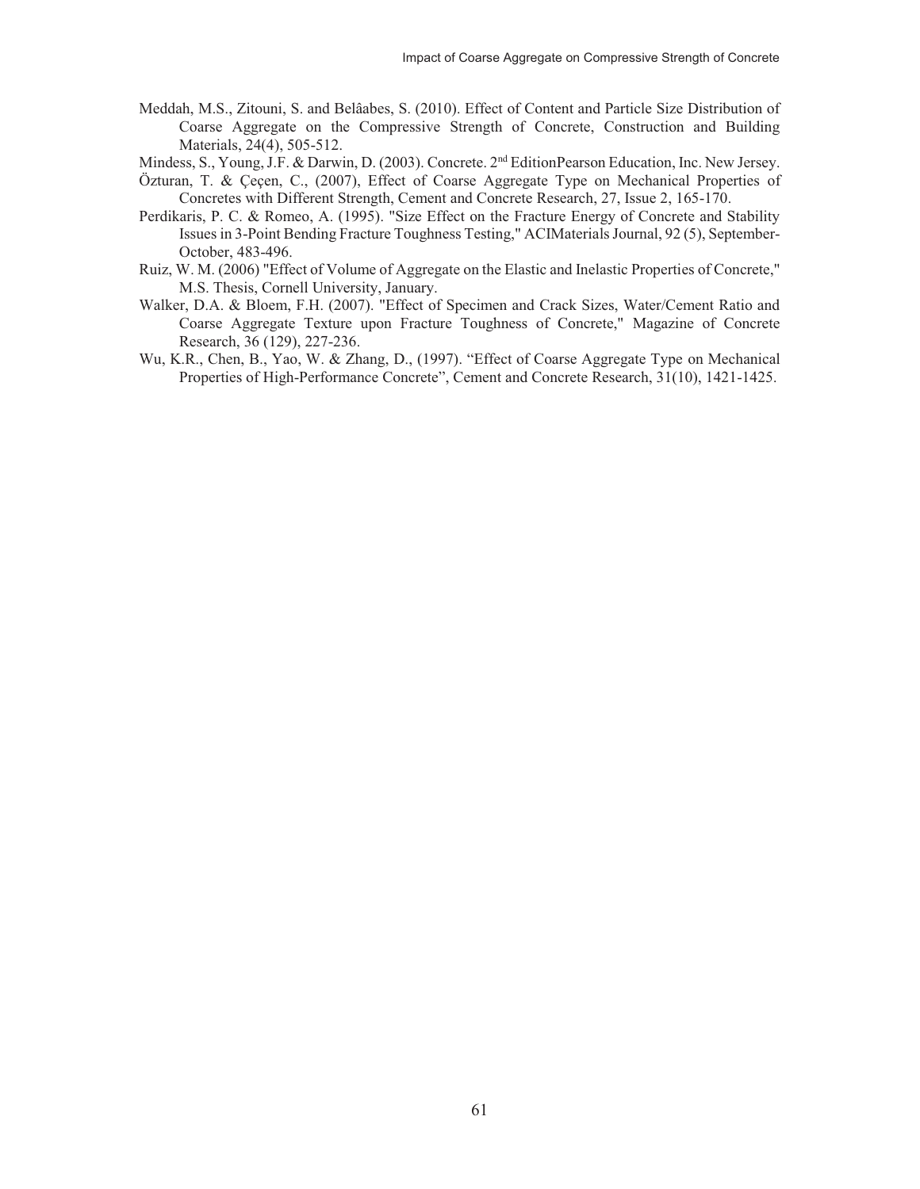Meddah, M.S., Zitouni, S. and Belâabes, S. (2010). Effect of Content and Particle Size Distribution of Coarse Aggregate on the Compressive Strength of Concrete, Construction and Building Materials, 24(4), 505-512.

Mindess, S., Young, J.F. & Darwin, D. (2003). Concrete. 2nd EditionPearson Education, Inc. New Jersey.

Özturan, T. & Çeçen, C., (2007), Effect of Coarse Aggregate Type on Mechanical Properties of Concretes with Different Strength, Cement and Concrete Research, 27, Issue 2, 165-170.

Perdikaris, P. C. & Romeo, A. (1995). "Size Effect on the Fracture Energy of Concrete and Stability Issues in 3-Point Bending Fracture Toughness Testing," ACIMaterials Journal, 92 (5), September-October, 483-496.

Ruiz, W. M. (2006) "Effect of Volume of Aggregate on the Elastic and Inelastic Properties of Concrete," M.S. Thesis, Cornell University, January.

Walker, D.A. & Bloem, F.H. (2007). "Effect of Specimen and Crack Sizes, Water/Cement Ratio and Coarse Aggregate Texture upon Fracture Toughness of Concrete," Magazine of Concrete Research, 36 (129), 227-236.

Wu, K.R., Chen, B., Yao, W. & Zhang, D., (1997). "Effect of Coarse Aggregate Type on Mechanical Properties of High-Performance Concrete", Cement and Concrete Research, 31(10), 1421-1425.